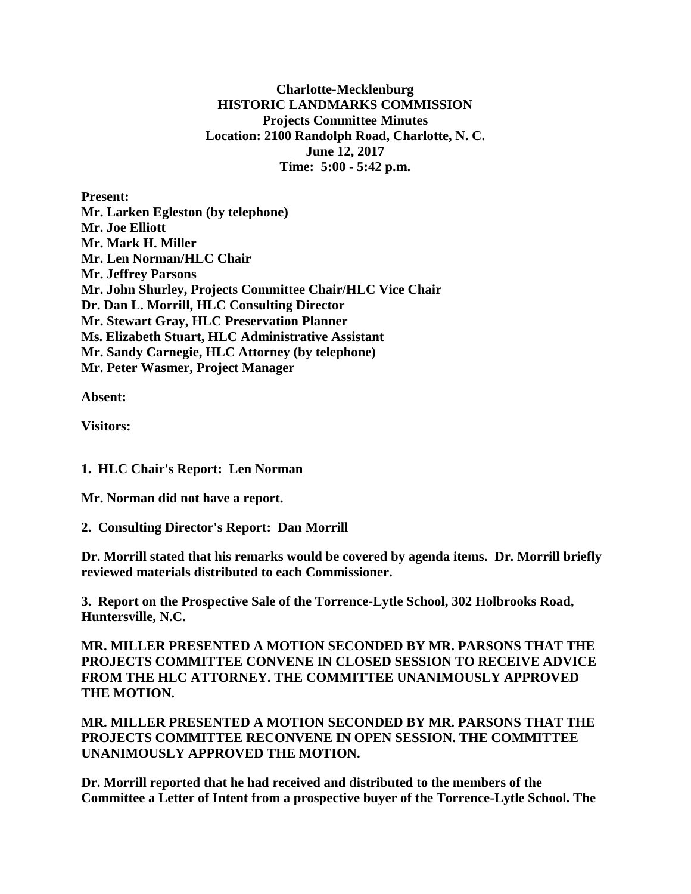**Charlotte-Mecklenburg**
**HISTORIC LANDMARKS COMMISSION**
**Projects Committee Minutes**
**Location: 2100 Randolph Road, Charlotte, N. C.**
**June 12, 2017**
**Time: 5:00 - 5:42 p.m.**

**Present:**
**Mr. Larken Egleston (by telephone)**
**Mr. Joe Elliott**
**Mr. Mark H. Miller**
**Mr. Len Norman/HLC Chair**
**Mr. Jeffrey Parsons**
**Mr. John Shurley, Projects Committee Chair/HLC Vice Chair**
**Dr. Dan L. Morrill, HLC Consulting Director**
**Mr. Stewart Gray, HLC Preservation Planner**
**Ms. Elizabeth Stuart, HLC Administrative Assistant**
**Mr. Sandy Carnegie, HLC Attorney (by telephone)**
**Mr. Peter Wasmer, Project Manager**

**Absent:**

**Visitors:**

**1. HLC Chair's Report: Len Norman**

**Mr. Norman did not have a report.**

**2. Consulting Director's Report: Dan Morrill**

**Dr. Morrill stated that his remarks would be covered by agenda items. Dr. Morrill briefly reviewed materials distributed to each Commissioner.**

**3. Report on the Prospective Sale of the Torrence-Lytle School, 302 Holbrooks Road, Huntersville, N.C.**

**MR. MILLER PRESENTED A MOTION SECONDED BY MR. PARSONS THAT THE PROJECTS COMMITTEE CONVENE IN CLOSED SESSION TO RECEIVE ADVICE FROM THE HLC ATTORNEY. THE COMMITTEE UNANIMOUSLY APPROVED THE MOTION.**

**MR. MILLER PRESENTED A MOTION SECONDED BY MR. PARSONS THAT THE PROJECTS COMMITTEE RECONVENE IN OPEN SESSION. THE COMMITTEE UNANIMOUSLY APPROVED THE MOTION.**

**Dr. Morrill reported that he had received and distributed to the members of the Committee a Letter of Intent from a prospective buyer of the Torrence-Lytle School. The**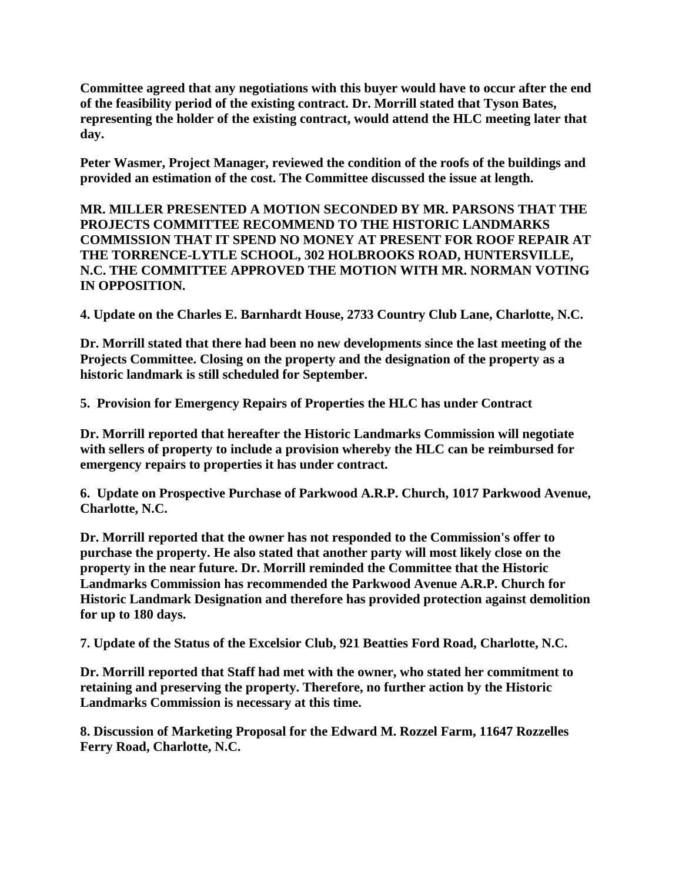**Committee agreed that any negotiations with this buyer would have to occur after the end of the feasibility period of the existing contract. Dr. Morrill stated that Tyson Bates, representing the holder of the existing contract, would attend the HLC meeting later that day.**

**Peter Wasmer, Project Manager, reviewed the condition of the roofs of the buildings and provided an estimation of the cost. The Committee discussed the issue at length.**

**MR. MILLER PRESENTED A MOTION SECONDED BY MR. PARSONS THAT THE PROJECTS COMMITTEE RECOMMEND TO THE HISTORIC LANDMARKS COMMISSION THAT IT SPEND NO MONEY AT PRESENT FOR ROOF REPAIR AT THE TORRENCE-LYTLE SCHOOL, 302 HOLBROOKS ROAD, HUNTERSVILLE, N.C. THE COMMITTEE APPROVED THE MOTION WITH MR. NORMAN VOTING IN OPPOSITION.**

**4. Update on the Charles E. Barnhardt House, 2733 Country Club Lane, Charlotte, N.C.**

**Dr. Morrill stated that there had been no new developments since the last meeting of the Projects Committee. Closing on the property and the designation of the property as a historic landmark is still scheduled for September.**

**5. Provision for Emergency Repairs of Properties the HLC has under Contract**

**Dr. Morrill reported that hereafter the Historic Landmarks Commission will negotiate with sellers of property to include a provision whereby the HLC can be reimbursed for emergency repairs to properties it has under contract.**

**6. Update on Prospective Purchase of Parkwood A.R.P. Church, 1017 Parkwood Avenue, Charlotte, N.C.**

**Dr. Morrill reported that the owner has not responded to the Commission's offer to purchase the property. He also stated that another party will most likely close on the property in the near future. Dr. Morrill reminded the Committee that the Historic Landmarks Commission has recommended the Parkwood Avenue A.R.P. Church for Historic Landmark Designation and therefore has provided protection against demolition for up to 180 days.**

**7. Update of the Status of the Excelsior Club, 921 Beatties Ford Road, Charlotte, N.C.**

**Dr. Morrill reported that Staff had met with the owner, who stated her commitment to retaining and preserving the property. Therefore, no further action by the Historic Landmarks Commission is necessary at this time.**

**8. Discussion of Marketing Proposal for the Edward M. Rozzel Farm, 11647 Rozzelles Ferry Road, Charlotte, N.C.**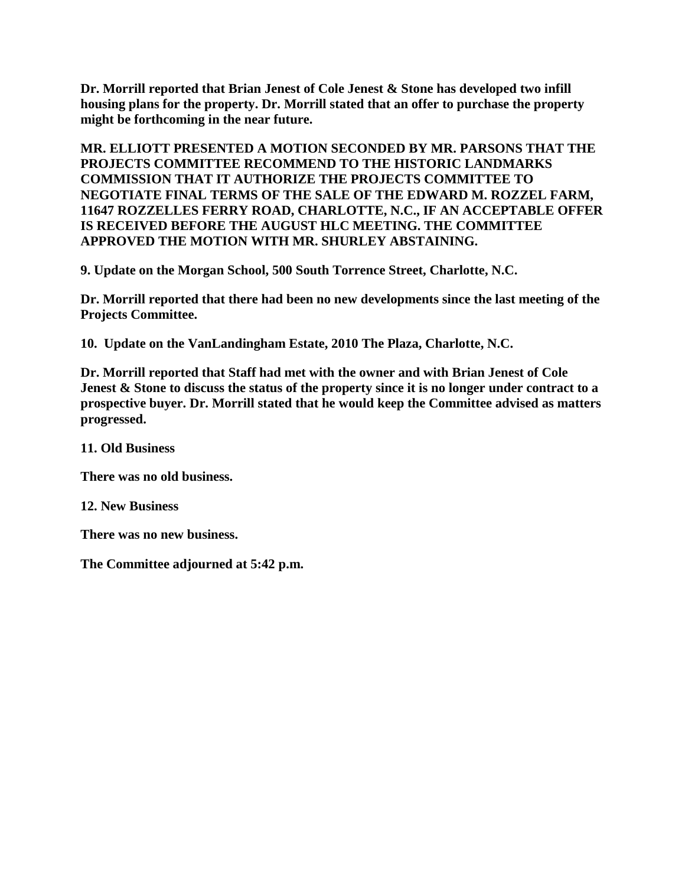**Dr. Morrill reported that Brian Jenest of Cole Jenest & Stone has developed two infill housing plans for the property. Dr. Morrill stated that an offer to purchase the property might be forthcoming in the near future.**

**MR. ELLIOTT PRESENTED A MOTION SECONDED BY MR. PARSONS THAT THE PROJECTS COMMITTEE RECOMMEND TO THE HISTORIC LANDMARKS COMMISSION THAT IT AUTHORIZE THE PROJECTS COMMITTEE TO NEGOTIATE FINAL TERMS OF THE SALE OF THE EDWARD M. ROZZEL FARM, 11647 ROZZELLES FERRY ROAD, CHARLOTTE, N.C., IF AN ACCEPTABLE OFFER IS RECEIVED BEFORE THE AUGUST HLC MEETING. THE COMMITTEE APPROVED THE MOTION WITH MR. SHURLEY ABSTAINING.**

**9. Update on the Morgan School, 500 South Torrence Street, Charlotte, N.C.**

**Dr. Morrill reported that there had been no new developments since the last meeting of the Projects Committee.**

**10. Update on the VanLandingham Estate, 2010 The Plaza, Charlotte, N.C.**

**Dr. Morrill reported that Staff had met with the owner and with Brian Jenest of Cole Jenest & Stone to discuss the status of the property since it is no longer under contract to a prospective buyer. Dr. Morrill stated that he would keep the Committee advised as matters progressed.**

**11. Old Business**

**There was no old business.**

**12. New Business**

**There was no new business.**

**The Committee adjourned at 5:42 p.m.**